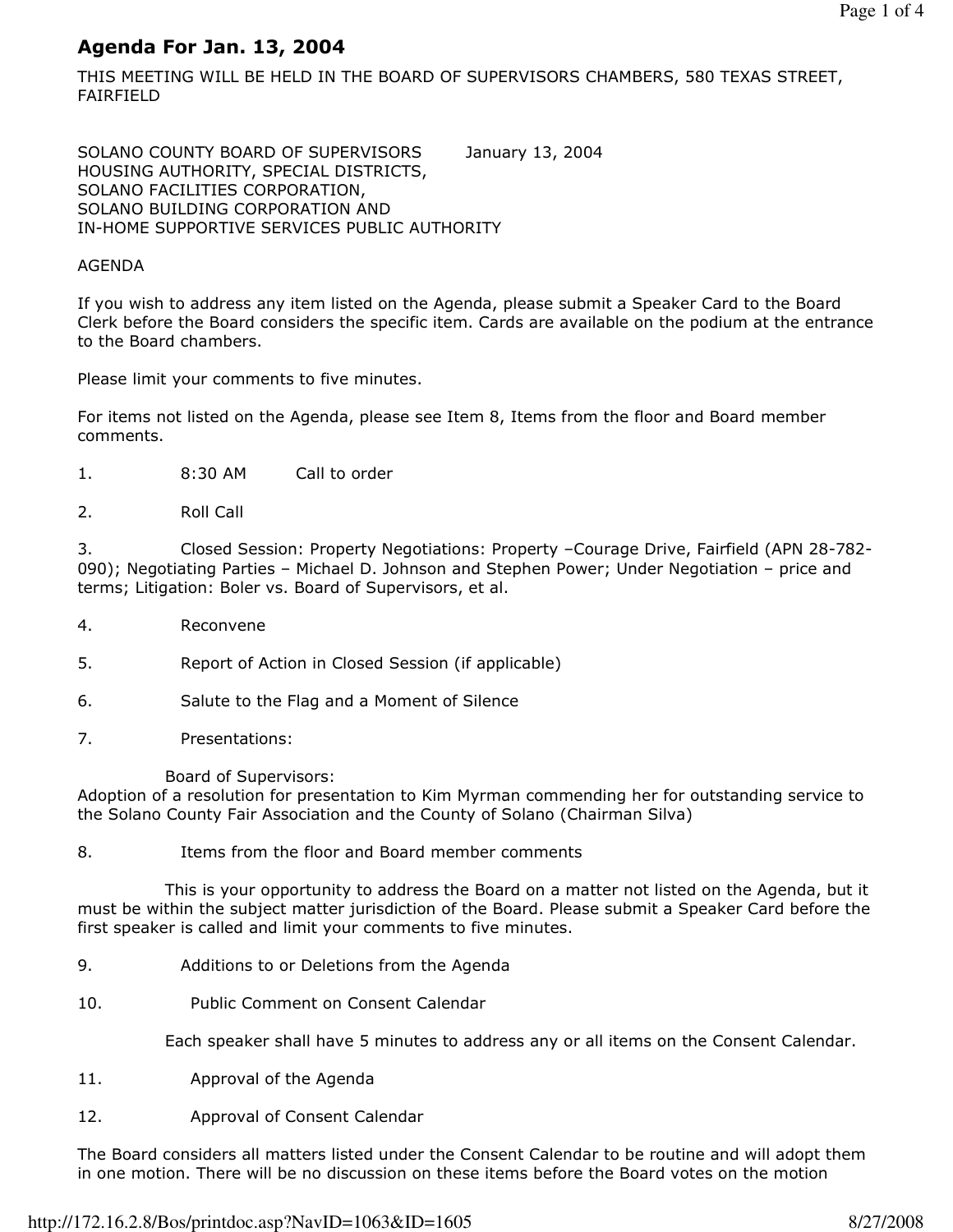# Agenda For Jan. 13, 2004

THIS MEETING WILL BE HELD IN THE BOARD OF SUPERVISORS CHAMBERS, 580 TEXAS STREET, FAIRFIELD

SOLANO COUNTY BOARD OF SUPERVISORS January 13, 2004
HOUSING AUTHORITY, SPECIAL DISTRICTS,
SOLANO FACILITIES CORPORATION,
SOLANO BUILDING CORPORATION AND
IN-HOME SUPPORTIVE SERVICES PUBLIC AUTHORITY

AGENDA

If you wish to address any item listed on the Agenda, please submit a Speaker Card to the Board Clerk before the Board considers the specific item. Cards are available on the podium at the entrance to the Board chambers.

Please limit your comments to five minutes.

For items not listed on the Agenda, please see Item 8, Items from the floor and Board member comments.

1. 8:30 AM Call to order

2. Roll Call

3. Closed Session: Property Negotiations: Property –Courage Drive, Fairfield (APN 28-782-090); Negotiating Parties – Michael D. Johnson and Stephen Power; Under Negotiation – price and terms; Litigation: Boler vs. Board of Supervisors, et al.

4. Reconvene

5. Report of Action in Closed Session (if applicable)

6. Salute to the Flag and a Moment of Silence

7. Presentations:

   Board of Supervisors:
   Adoption of a resolution for presentation to Kim Myrman commending her for outstanding service to the Solano County Fair Association and the County of Solano (Chairman Silva)

8. Items from the floor and Board member comments

   This is your opportunity to address the Board on a matter not listed on the Agenda, but it must be within the subject matter jurisdiction of the Board. Please submit a Speaker Card before the first speaker is called and limit your comments to five minutes.

9. Additions to or Deletions from the Agenda

10. Public Comment on Consent Calendar

    Each speaker shall have 5 minutes to address any or all items on the Consent Calendar.

11. Approval of the Agenda

12. Approval of Consent Calendar

The Board considers all matters listed under the Consent Calendar to be routine and will adopt them in one motion. There will be no discussion on these items before the Board votes on the motion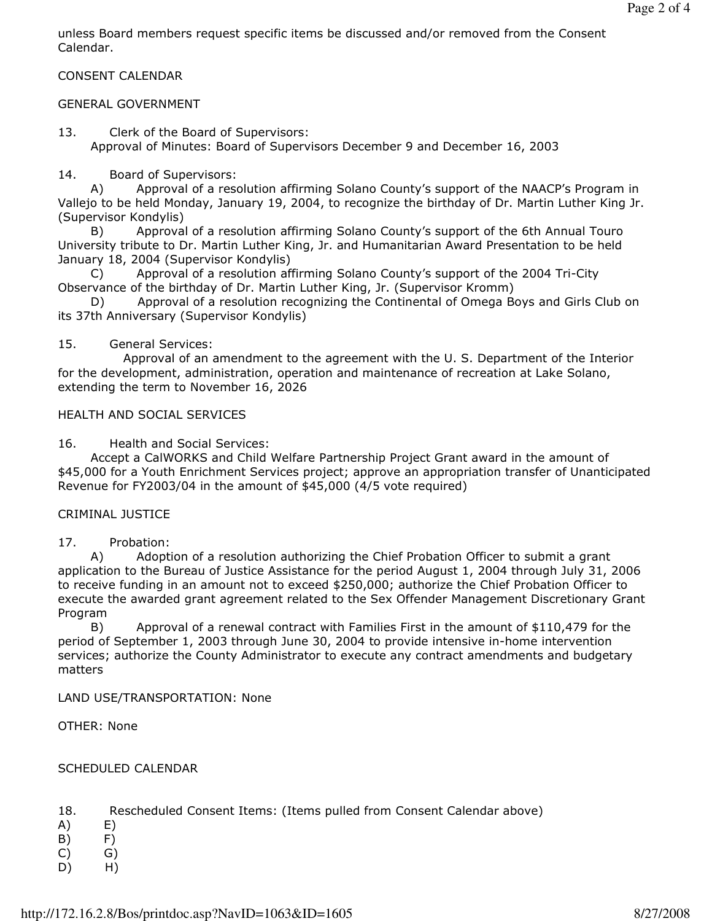unless Board members request specific items be discussed and/or removed from the Consent Calendar.

CONSENT CALENDAR

GENERAL GOVERNMENT

13. Clerk of the Board of Supervisors:
Approval of Minutes: Board of Supervisors December 9 and December 16, 2003

14. Board of Supervisors:
A) Approval of a resolution affirming Solano County's support of the NAACP's Program in Vallejo to be held Monday, January 19, 2004, to recognize the birthday of Dr. Martin Luther King Jr. (Supervisor Kondylis)
B) Approval of a resolution affirming Solano County's support of the 6th Annual Touro University tribute to Dr. Martin Luther King, Jr. and Humanitarian Award Presentation to be held January 18, 2004 (Supervisor Kondylis)
C) Approval of a resolution affirming Solano County's support of the 2004 Tri-City Observance of the birthday of Dr. Martin Luther King, Jr. (Supervisor Kromm)
D) Approval of a resolution recognizing the Continental of Omega Boys and Girls Club on its 37th Anniversary (Supervisor Kondylis)

15. General Services:
Approval of an amendment to the agreement with the U. S. Department of the Interior for the development, administration, operation and maintenance of recreation at Lake Solano, extending the term to November 16, 2026

HEALTH AND SOCIAL SERVICES

16. Health and Social Services:
Accept a CalWORKS and Child Welfare Partnership Project Grant award in the amount of $45,000 for a Youth Enrichment Services project; approve an appropriation transfer of Unanticipated Revenue for FY2003/04 in the amount of $45,000 (4/5 vote required)

CRIMINAL JUSTICE

17. Probation:
A) Adoption of a resolution authorizing the Chief Probation Officer to submit a grant application to the Bureau of Justice Assistance for the period August 1, 2004 through July 31, 2006 to receive funding in an amount not to exceed $250,000; authorize the Chief Probation Officer to execute the awarded grant agreement related to the Sex Offender Management Discretionary Grant Program
B) Approval of a renewal contract with Families First in the amount of $110,479 for the period of September 1, 2003 through June 30, 2004 to provide intensive in-home intervention services; authorize the County Administrator to execute any contract amendments and budgetary matters

LAND USE/TRANSPORTATION: None

OTHER: None

SCHEDULED CALENDAR

18. Rescheduled Consent Items: (Items pulled from Consent Calendar above)

A) E)
B) F)
C) G)
D) H)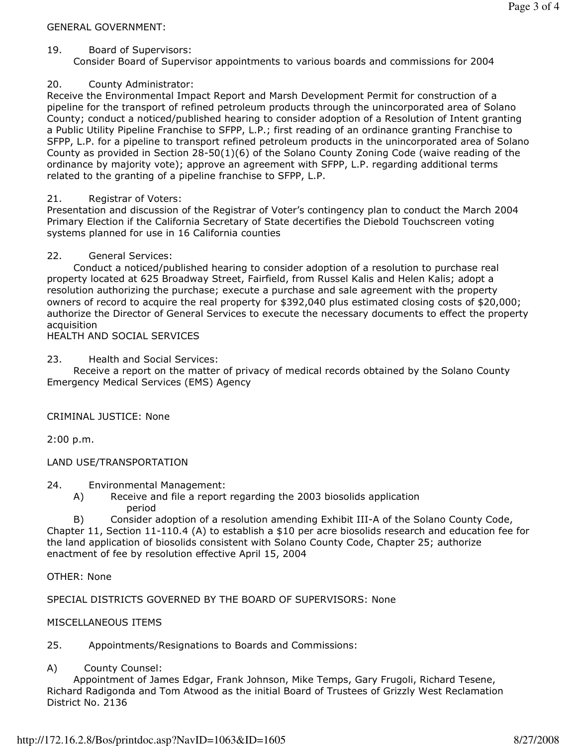GENERAL GOVERNMENT:

19. Board of Supervisors:
Consider Board of Supervisor appointments to various boards and commissions for 2004

20. County Administrator:
Receive the Environmental Impact Report and Marsh Development Permit for construction of a pipeline for the transport of refined petroleum products through the unincorporated area of Solano County; conduct a noticed/published hearing to consider adoption of a Resolution of Intent granting a Public Utility Pipeline Franchise to SFPP, L.P.; first reading of an ordinance granting Franchise to SFPP, L.P. for a pipeline to transport refined petroleum products in the unincorporated area of Solano County as provided in Section 28-50(1)(6) of the Solano County Zoning Code (waive reading of the ordinance by majority vote); approve an agreement with SFPP, L.P. regarding additional terms related to the granting of a pipeline franchise to SFPP, L.P.

21. Registrar of Voters:
Presentation and discussion of the Registrar of Voter's contingency plan to conduct the March 2004 Primary Election if the California Secretary of State decertifies the Diebold Touchscreen voting systems planned for use in 16 California counties

22. General Services:
Conduct a noticed/published hearing to consider adoption of a resolution to purchase real property located at 625 Broadway Street, Fairfield, from Russel Kalis and Helen Kalis; adopt a resolution authorizing the purchase; execute a purchase and sale agreement with the property owners of record to acquire the real property for $392,040 plus estimated closing costs of $20,000; authorize the Director of General Services to execute the necessary documents to effect the property acquisition

HEALTH AND SOCIAL SERVICES

23. Health and Social Services:
Receive a report on the matter of privacy of medical records obtained by the Solano County Emergency Medical Services (EMS) Agency

CRIMINAL JUSTICE: None

2:00 p.m.

LAND USE/TRANSPORTATION

24. Environmental Management:
A) Receive and file a report regarding the 2003 biosolids application period
B) Consider adoption of a resolution amending Exhibit III-A of the Solano County Code, Chapter 11, Section 11-110.4 (A) to establish a $10 per acre biosolids research and education fee for the land application of biosolids consistent with Solano County Code, Chapter 25; authorize enactment of fee by resolution effective April 15, 2004

OTHER: None

SPECIAL DISTRICTS GOVERNED BY THE BOARD OF SUPERVISORS: None

MISCELLANEOUS ITEMS

25. Appointments/Resignations to Boards and Commissions:

A) County Counsel:
Appointment of James Edgar, Frank Johnson, Mike Temps, Gary Frugoli, Richard Tesene, Richard Radigonda and Tom Atwood as the initial Board of Trustees of Grizzly West Reclamation District No. 2136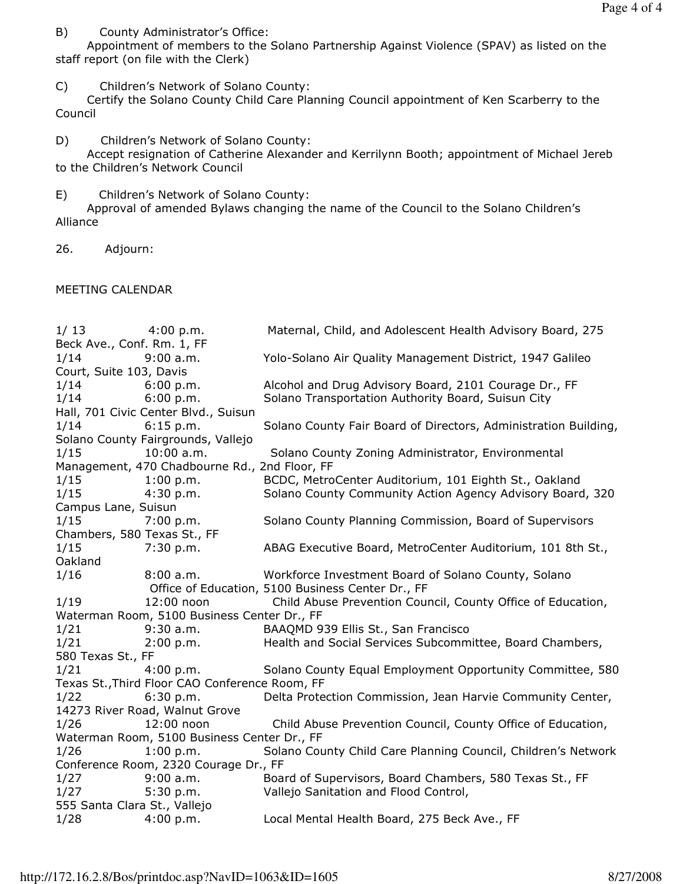B) County Administrator's Office:
Appointment of members to the Solano Partnership Against Violence (SPAV) as listed on the staff report (on file with the Clerk)

C) Children's Network of Solano County:
Certify the Solano County Child Care Planning Council appointment of Ken Scarberry to the Council

D) Children's Network of Solano County:
Accept resignation of Catherine Alexander and Kerrilynn Booth; appointment of Michael Jereb to the Children's Network Council

E) Children's Network of Solano County:
Approval of amended Bylaws changing the name of the Council to the Solano Children's Alliance

26. Adjourn:

MEETING CALENDAR

| | | |
|---|---|---|
| 1/ 13 | 4:00 p.m. | Maternal, Child, and Adolescent Health Advisory Board, 275 Beck Ave., Conf. Rm. 1, FF |
| 1/14 | 9:00 a.m. | Yolo-Solano Air Quality Management District, 1947 Galileo Court, Suite 103, Davis |
| 1/14 | 6:00 p.m. | Alcohol and Drug Advisory Board, 2101 Courage Dr., FF |
| 1/14 | 6:00 p.m. | Solano Transportation Authority Board, Suisun City Hall, 701 Civic Center Blvd., Suisun |
| 1/14 | 6:15 p.m. | Solano County Fair Board of Directors, Administration Building, Solano County Fairgrounds, Vallejo |
| 1/15 | 10:00 a.m. | Solano County Zoning Administrator, Environmental Management, 470 Chadbourne Rd., 2nd Floor, FF |
| 1/15 | 1:00 p.m. | BCDC, MetroCenter Auditorium, 101 Eighth St., Oakland |
| 1/15 | 4:30 p.m. | Solano County Community Action Agency Advisory Board, 320 Campus Lane, Suisun |
| 1/15 | 7:00 p.m. | Solano County Planning Commission, Board of Supervisors Chambers, 580 Texas St., FF |
| 1/15 | 7:30 p.m. | ABAG Executive Board, MetroCenter Auditorium, 101 8th St., Oakland |
| 1/16 | 8:00 a.m. | Workforce Investment Board of Solano County, Solano Office of Education, 5100 Business Center Dr., FF |
| 1/19 | 12:00 noon | Child Abuse Prevention Council, County Office of Education, Waterman Room, 5100 Business Center Dr., FF |
| 1/21 | 9:30 a.m. | BAAQMD 939 Ellis St., San Francisco |
| 1/21 | 2:00 p.m. | Health and Social Services Subcommittee, Board Chambers, 580 Texas St., FF |
| 1/21 | 4:00 p.m. | Solano County Equal Employment Opportunity Committee, 580 Texas St.,Third Floor CAO Conference Room, FF |
| 1/22 | 6:30 p.m. | Delta Protection Commission, Jean Harvie Community Center, 14273 River Road, Walnut Grove |
| 1/26 | 12:00 noon | Child Abuse Prevention Council, County Office of Education, Waterman Room, 5100 Business Center Dr., FF |
| 1/26 | 1:00 p.m. | Solano County Child Care Planning Council, Children's Network Conference Room, 2320 Courage Dr., FF |
| 1/27 | 9:00 a.m. | Board of Supervisors, Board Chambers, 580 Texas St., FF |
| 1/27 | 5:30 p.m. | Vallejo Sanitation and Flood Control, 555 Santa Clara St., Vallejo |
| 1/28 | 4:00 p.m. | Local Mental Health Board, 275 Beck Ave., FF |